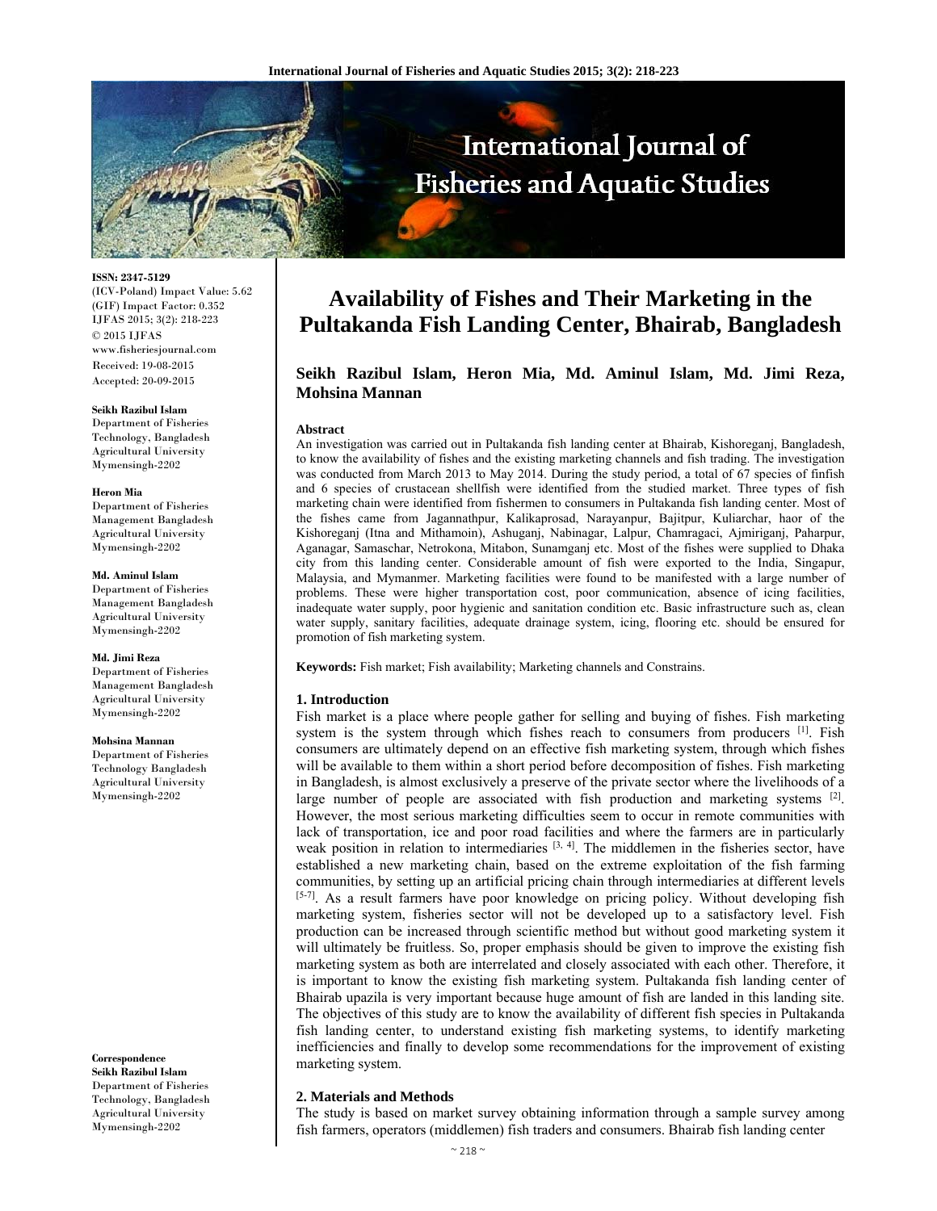ISSN: 2347-5129
(ICV-Poland) Impact Value: 5.62
(GIF) Impact Factor: 0.352
IJFAS 2015; 3(2): 218-223
© 2015 IJFAS
www.fisheriesjournal.com
Received: 19-08-2015
Accepted: 20-09-2015

**Seikh Razibul Islam**
Department of Fisheries Technology, Bangladesh Agricultural University Mymensingh-2202

**Heron Mia**
Department of Fisheries Management Bangladesh Agricultural University Mymensingh-2202

**Md. Aminul Islam**
Department of Fisheries Management Bangladesh Agricultural University Mymensingh-2202

**Md. Jimi Reza**
Department of Fisheries Management Bangladesh Agricultural University Mymensingh-2202

**Mohsina Mannan**
Department of Fisheries Technology Bangladesh Agricultural University Mymensingh-2202

**Correspondence**
**Seikh Razibul Islam**
Department of Fisheries Technology, Bangladesh Agricultural University Mymensingh-2202

# Availability of Fishes and Their Marketing in the Pultakanda Fish Landing Center, Bhairab, Bangladesh

**Seikh Razibul Islam, Heron Mia, Md. Aminul Islam, Md. Jimi Reza, Mohsina Mannan**

### Abstract

An investigation was carried out in Pultakanda fish landing center at Bhairab, Kishoreganj, Bangladesh, to know the availability of fishes and the existing marketing channels and fish trading. The investigation was conducted from March 2013 to May 2014. During the study period, a total of 67 species of finfish and 6 species of crustacean shellfish were identified from the studied market. Three types of fish marketing chain were identified from fishermen to consumers in Pultakanda fish landing center. Most of the fishes came from Jagannathpur, Kalikaprosad, Narayanpur, Bajitpur, Kuliarchar, haor of the Kishoreganj (Itna and Mithamoin), Ashuganj, Nabinagar, Lalpur, Chamragaci, Ajmiriganj, Paharpur, Aganagar, Samaschar, Netrokona, Mitabon, Sunamganj etc. Most of the fishes were supplied to Dhaka city from this landing center. Considerable amount of fish were exported to the India, Singapur, Malaysia, and Mymanmer. Marketing facilities were found to be manifested with a large number of problems. These were higher transportation cost, poor communication, absence of icing facilities, inadequate water supply, poor hygienic and sanitation condition etc. Basic infrastructure such as, clean water supply, sanitary facilities, adequate drainage system, icing, flooring etc. should be ensured for promotion of fish marketing system.

**Keywords:** Fish market; Fish availability; Marketing channels and Constrains.

## 1. Introduction

Fish market is a place where people gather for selling and buying of fishes. Fish marketing system is the system through which fishes reach to consumers from producers [1]. Fish consumers are ultimately depend on an effective fish marketing system, through which fishes will be available to them within a short period before decomposition of fishes. Fish marketing in Bangladesh, is almost exclusively a preserve of the private sector where the livelihoods of a large number of people are associated with fish production and marketing systems [2]. However, the most serious marketing difficulties seem to occur in remote communities with lack of transportation, ice and poor road facilities and where the farmers are in particularly weak position in relation to intermediaries [3, 4]. The middlemen in the fisheries sector, have established a new marketing chain, based on the extreme exploitation of the fish farming communities, by setting up an artificial pricing chain through intermediaries at different levels [5-7]. As a result farmers have poor knowledge on pricing policy. Without developing fish marketing system, fisheries sector will not be developed up to a satisfactory level. Fish production can be increased through scientific method but without good marketing system it will ultimately be fruitless. So, proper emphasis should be given to improve the existing fish marketing system as both are interrelated and closely associated with each other. Therefore, it is important to know the existing fish marketing system. Pultakanda fish landing center of Bhairab upazila is very important because huge amount of fish are landed in this landing site. The objectives of this study are to know the availability of different fish species in Pultakanda fish landing center, to understand existing fish marketing systems, to identify marketing inefficiencies and finally to develop some recommendations for the improvement of existing marketing system.

## 2. Materials and Methods

The study is based on market survey obtaining information through a sample survey among fish farmers, operators (middlemen) fish traders and consumers. Bhairab fish landing center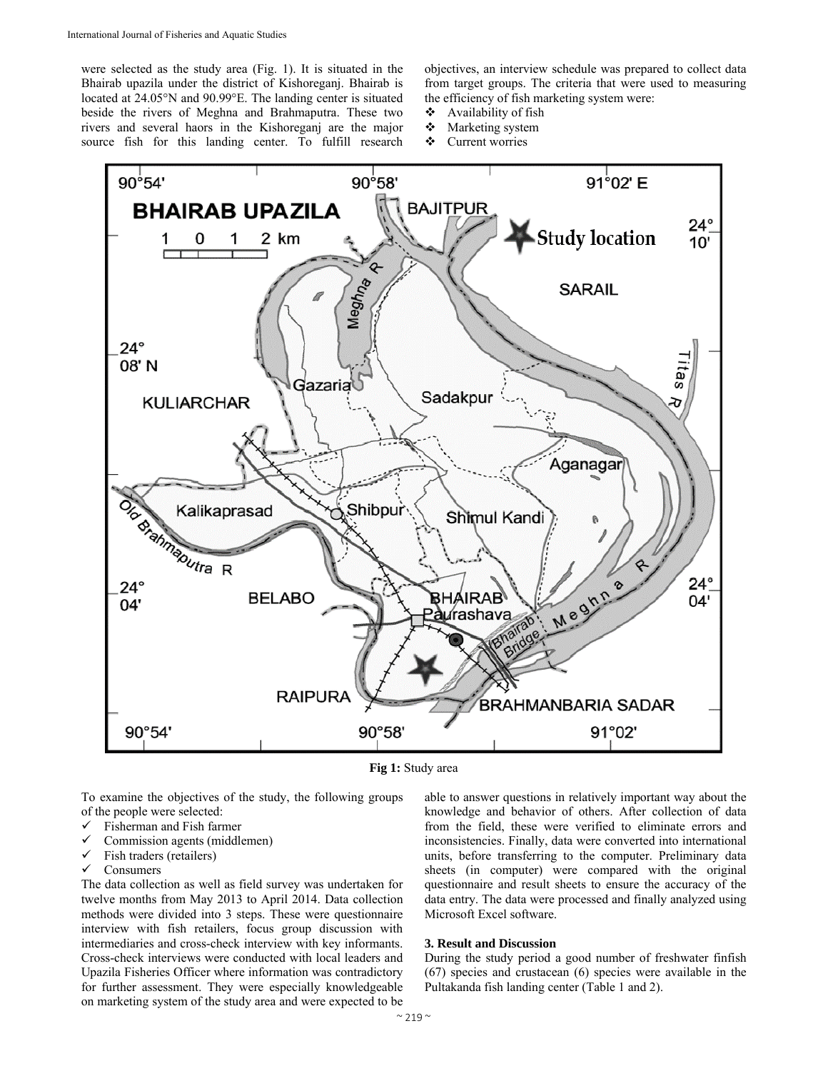were selected as the study area (Fig. 1). It is situated in the Bhairab upazila under the district of Kishoreganj. Bhairab is located at 24.05°N and 90.99°E. The landing center is situated beside the rivers of Meghna and Brahmaputra. These two rivers and several haors in the Kishoreganj are the major source fish for this landing center. To fulfill research objectives, an interview schedule was prepared to collect data from target groups. The criteria that were used to measuring the efficiency of fish marketing system were:

- Availability of fish
- Marketing system
- Current worries

90°54'
90°58'
91°02' E
BHAIRAB UPAZILA
1 0 1 2 km
BAJITPUR
Study location
24° 10'
SARAIL
Meghna R
24° 08' N
KULIARCHAR
Gazaria
Sadakpur
Titas R
Aganagar
Kalikaprasad
Shibpur
Shimul Kandi
Old Brahmaputra R
24° 04'
BELABO
BHAIRAB Paurashava
Meghna R
24° 04'
Bhairab Bridge
RAIPURA
BRAHMANBARIA SADAR
90°54'
90°58'
91°02'

**Fig 1:** Study area

To examine the objectives of the study, the following groups of the people were selected:

- Fisherman and Fish farmer
- Commission agents (middlemen)
- Fish traders (retailers)
- Consumers

The data collection as well as field survey was undertaken for twelve months from May 2013 to April 2014. Data collection methods were divided into 3 steps. These were questionnaire interview with fish retailers, focus group discussion with intermediaries and cross-check interview with key informants. Cross-check interviews were conducted with local leaders and Upazila Fisheries Officer where information was contradictory for further assessment. They were especially knowledgeable on marketing system of the study area and were expected to be able to answer questions in relatively important way about the knowledge and behavior of others. After collection of data from the field, these were verified to eliminate errors and inconsistencies. Finally, data were converted into international units, before transferring to the computer. Preliminary data sheets (in computer) were compared with the original questionnaire and result sheets to ensure the accuracy of the data entry. The data were processed and finally analyzed using Microsoft Excel software.

### 3. Result and Discussion

During the study period a good number of freshwater finfish (67) species and crustacean (6) species were available in the Pultakanda fish landing center (Table 1 and 2).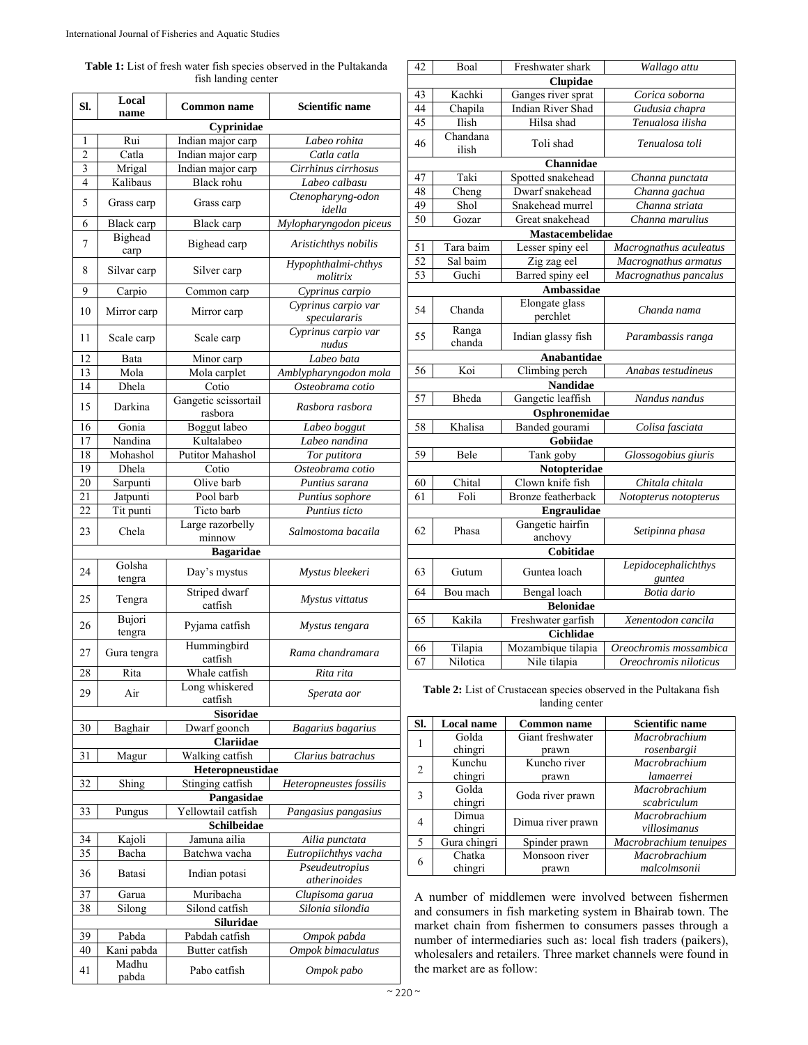**Table 1:** List of fresh water fish species observed in the Pultakanda fish landing center

| Sl. | Local name | Common name | Scientific name |
|---|---|---|---|
| **Cyprinidae** | | | |
| 1 | Rui | Indian major carp | *Labeo rohita* |
| 2 | Catla | Indian major carp | *Catla catla* |
| 3 | Mrigal | Indian major carp | *Cirrhinus cirrhosus* |
| 4 | Kalibaus | Black rohu | *Labeo calbasu* |
| 5 | Grass carp | Grass carp | *Ctenopharyng-odon idella* |
| 6 | Black carp | Black carp | *Mylopharyngodon piceus* |
| 7 | Bighead carp | Bighead carp | *Aristichthys nobilis* |
| 8 | Silvar carp | Silver carp | *Hypophthalmi-chthys molitrix* |
| 9 | Carpio | Common carp | *Cyprinus carpio* |
| 10 | Mirror carp | Mirror carp | *Cyprinus carpio var speculararis* |
| 11 | Scale carp | Scale carp | *Cyprinus carpio var nudus* |
| 12 | Bata | Minor carp | *Labeo bata* |
| 13 | Mola | Mola carplet | *Amblypharyngodon mola* |
| 14 | Dhela | Cotio | *Osteobrama cotio* |
| 15 | Darkina | Gangetic scissortail rasbora | *Rasbora rasbora* |
| 16 | Gonia | Boggut labeo | *Labeo boggut* |
| 17 | Nandina | Kultalabeo | *Labeo nandina* |
| 18 | Mohashol | Putitor Mahashol | *Tor putitora* |
| 19 | Dhela | Cotio | *Osteobrama cotio* |
| 20 | Sarpunti | Olive barb | *Puntius sarana* |
| 21 | Jatpunti | Pool barb | *Puntius sophore* |
| 22 | Tit punti | Ticto barb | *Puntius ticto* |
| 23 | Chela | Large razorbelly minnow | *Salmostoma bacaila* |
| **Bagaridae** | | | |
| 24 | Golsha tengra | Day's mystus | *Mystus bleekeri* |
| 25 | Tengra | Striped dwarf catfish | *Mystus vittatus* |
| 26 | Bujori tengra | Pyjama catfish | *Mystus tengara* |
| 27 | Gura tengra | Hummingbird catfish | *Rama chandramara* |
| 28 | Rita | Whale catfish | *Rita rita* |
| 29 | Air | Long whiskered catfish | *Sperata aor* |
| **Sisoridae** | | | |
| 30 | Baghair | Dwarf goonch | *Bagarius bagarius* |
| **Clariidae** | | | |
| 31 | Magur | Walking catfish | *Clarius batrachus* |
| **Heteropneustidae** | | | |
| 32 | Shing | Stinging catfish | *Heteropneustes fossilis* |
| **Pangasidae** | | | |
| 33 | Pungus | Yellowtail catfish | *Pangasius pangasius* |
| **Schilbeidae** | | | |
| 34 | Kajoli | Jamuna ailia | *Ailia punctata* |
| 35 | Bacha | Batchwa vacha | *Eutropiichthys vacha* |
| 36 | Batasi | Indian potasi | *Pseudeutropius atherinoides* |
| 37 | Garua | Muribacha | *Clupisoma garua* |
| 38 | Silong | Silond catfish | *Silonia silondia* |
| **Siluridae** | | | |
| 39 | Pabda | Pabdah catfish | *Ompok pabda* |
| 40 | Kani pabda | Butter catfish | *Ompok bimaculatus* |
| 41 | Madhu pabda | Pabo catfish | *Ompok pabo* |
| 42 | Boal | Freshwater shark | *Wallago attu* |
| **Clupidae** | | | |
| 43 | Kachki | Ganges river sprat | *Corica soborna* |
| 44 | Chapila | Indian River Shad | *Gudusia chapra* |
| 45 | Ilish | Hilsa shad | *Tenualosa ilisha* |
| 46 | Chandana ilish | Toli shad | *Tenualosa toli* |
| **Channidae** | | | |
| 47 | Taki | Spotted snakehead | *Channa punctata* |
| 48 | Cheng | Dwarf snakehead | *Channa gachua* |
| 49 | Shol | Snakehead murrel | *Channa striata* |
| 50 | Gozar | Great snakehead | *Channa marulius* |
| **Mastacembelidae** | | | |
| 51 | Tara baim | Lesser spiny eel | *Macrognathus aculeatus* |
| 52 | Sal baim | Zig zag eel | *Macrognathus armatus* |
| 53 | Guchi | Barred spiny eel | *Macrognathus pancalus* |
| **Ambassidae** | | | |
| 54 | Chanda | Elongate glass perchlet | *Chanda nama* |
| 55 | Ranga chanda | Indian glassy fish | *Parambassis ranga* |
| **Anabantidae** | | | |
| 56 | Koi | Climbing perch | *Anabas testudineus* |
| **Nandidae** | | | |
| 57 | Bheda | Gangetic leaffish | *Nandus nandus* |
| **Osphronemidae** | | | |
| 58 | Khalisa | Banded gourami | *Colisa fasciata* |
| **Gobiidae** | | | |
| 59 | Bele | Tank goby | *Glossogobius giuris* |
| **Notopteridae** | | | |
| 60 | Chital | Clown knife fish | *Chitala chitala* |
| 61 | Foli | Bronze featherback | *Notopterus notopterus* |
| **Engraulidae** | | | |
| 62 | Phasa | Gangetic hairfin anchovy | *Setipinna phasa* |
| **Cobitidae** | | | |
| 63 | Gutum | Guntea loach | *Lepidocephalichthys guntea* |
| 64 | Bou mach | Bengal loach | *Botia dario* |
| **Belonidae** | | | |
| 65 | Kakila | Freshwater garfish | *Xenentodon cancila* |
| **Cichlidae** | | | |
| 66 | Tilapia | Mozambique tilapia | *Oreochromis mossambica* |
| 67 | Nilotica | Nile tilapia | *Oreochromis niloticus* |

**Table 2:** List of Crustacean species observed in the Pultakana fish landing center

| Sl. | Local name | Common name | Scientific name |
|---|---|---|---|
| 1 | Golda chingri | Giant freshwater prawn | *Macrobrachium rosenbargii* |
| 2 | Kunchu chingri | Kuncho river prawn | *Macrobrachium lamaerrei* |
| 3 | Golda chingri | Goda river prawn | *Macrobrachium scabriculum* |
| 4 | Dimua chingri | Dimua river prawn | *Macrobrachium villosimanus* |
| 5 | Gura chingri | Spinder prawn | *Macrobrachium tenuipes* |
| 6 | Chatka chingri | Monsoon river prawn | *Macrobrachium malcolmsonii* |

A number of middlemen were involved between fishermen and consumers in fish marketing system in Bhairab town. The market chain from fishermen to consumers passes through a number of intermediaries such as: local fish traders (paikers), wholesalers and retailers. Three market channels were found in the market are as follow: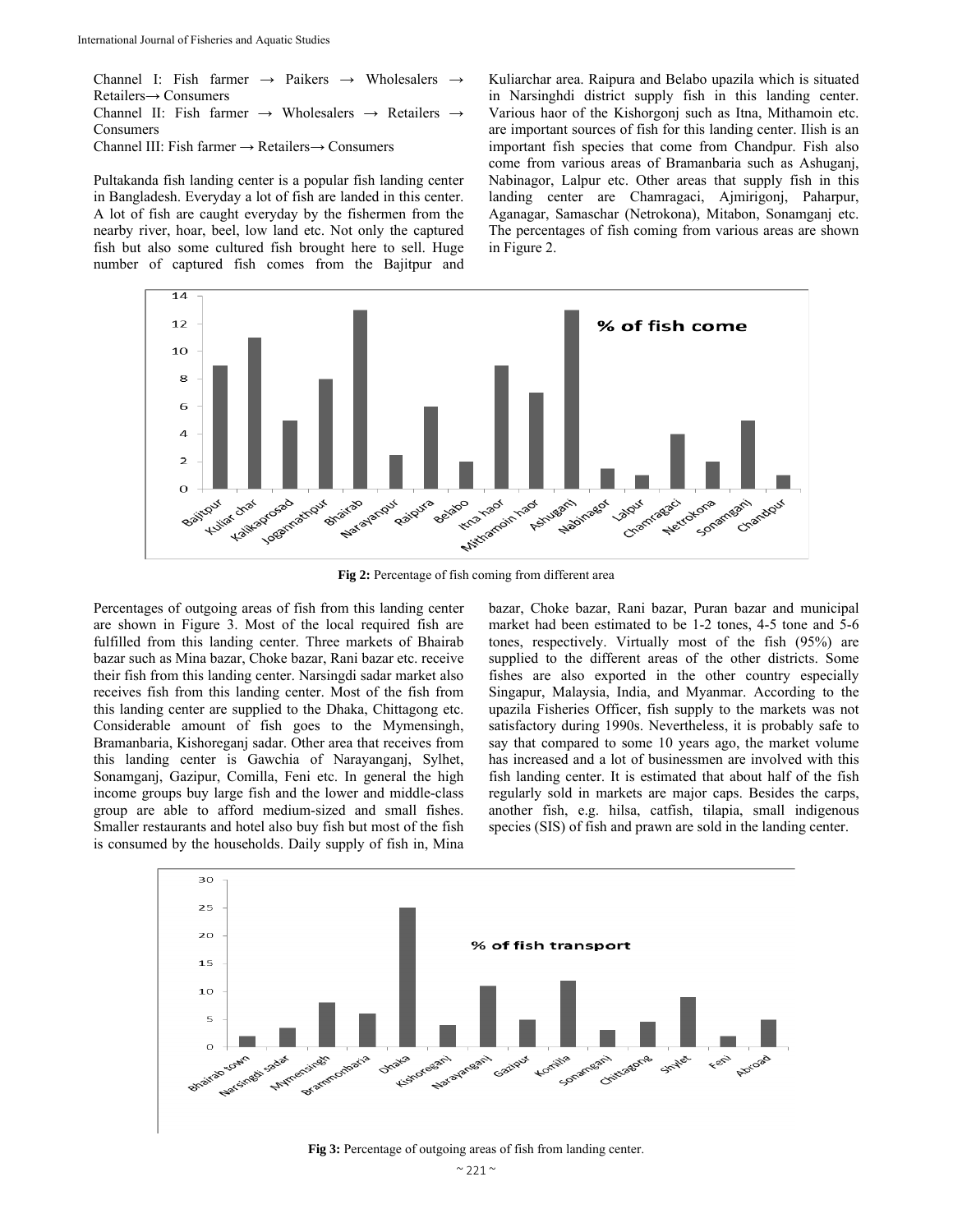Channel I: Fish farmer → Paikers → Wholesalers → Retailers→ Consumers
Channel II: Fish farmer → Wholesalers → Retailers → Consumers
Channel III: Fish farmer → Retailers→ Consumers

Pultakanda fish landing center is a popular fish landing center in Bangladesh. Everyday a lot of fish are landed in this center. A lot of fish are caught everyday by the fishermen from the nearby river, hoar, beel, low land etc. Not only the captured fish but also some cultured fish brought here to sell. Huge number of captured fish comes from the Bajitpur and Kuliarchar area. Raipura and Belabo upazila which is situated in Narsinghdi district supply fish in this landing center. Various haor of the Kishorgonj such as Itna, Mithamoin etc. are important sources of fish for this landing center. Ilish is an important fish species that come from Chandpur. Fish also come from various areas of Bramanbaria such as Ashuganj, Nabinagor, Lalpur etc. Other areas that supply fish in this landing center are Chamragaci, Ajmirigonj, Paharpur, Aganagar, Samaschar (Netrokona), Mitabon, Sonamganj etc. The percentages of fish coming from various areas are shown in Figure 2.

% of fish come

0
2
4
6
8
10
12
14

Bajitpur
Kuliar char
Kalikaprosad
Jogannathpur
Bhairab
Narayanpur
Raipura
Belabo
Itna haor
Mithamoin haor
Ashuganj
Nabinagor
Lalpur
Chamragaci
Netrokona
Sonamganj
Chandpur

**Fig 2:** Percentage of fish coming from different area

Percentages of outgoing areas of fish from this landing center are shown in Figure 3. Most of the local required fish are fulfilled from this landing center. Three markets of Bhairab bazar such as Mina bazar, Choke bazar, Rani bazar etc. receive their fish from this landing center. Narsingdi sadar market also receives fish from this landing center. Most of the fish from this landing center are supplied to the Dhaka, Chittagong etc. Considerable amount of fish goes to the Mymensingh, Bramanbaria, Kishoreganj sadar. Other area that receives from this landing center is Gawchia of Narayanganj, Sylhet, Sonamganj, Gazipur, Comilla, Feni etc. In general the high income groups buy large fish and the lower and middle-class group are able to afford medium-sized and small fishes. Smaller restaurants and hotel also buy fish but most of the fish is consumed by the households. Daily supply of fish in, Mina bazar, Choke bazar, Rani bazar, Puran bazar and municipal market had been estimated to be 1-2 tones, 4-5 tone and 5-6 tones, respectively. Virtually most of the fish (95%) are supplied to the different areas of the other districts. Some fishes are also exported in the other country especially Singapur, Malaysia, India, and Myanmar. According to the upazila Fisheries Officer, fish supply to the markets was not satisfactory during 1990s. Nevertheless, it is probably safe to say that compared to some 10 years ago, the market volume has increased and a lot of businessmen are involved with this fish landing center. It is estimated that about half of the fish regularly sold in markets are major caps. Besides the carps, another fish, e.g. hilsa, catfish, tilapia, small indigenous species (SIS) of fish and prawn are sold in the landing center.

% of fish transport

0
5
10
15
20
25
30

Bhairab town
Narsingdi sadar
Mymensingh
Brammonbaria
Dhaka
Kishoreganj
Narayanganj
Gazipur
Komilla
Sonamganj
Chittagong
Shylet
Feni
Abroad

**Fig 3:** Percentage of outgoing areas of fish from landing center.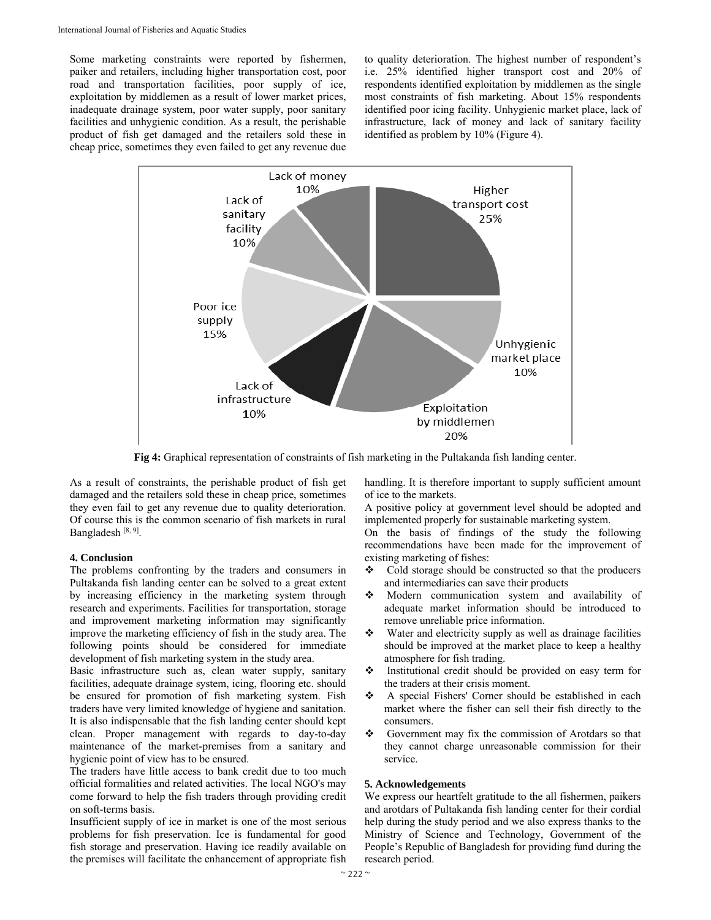Some marketing constraints were reported by fishermen, paiker and retailers, including higher transportation cost, poor road and transportation facilities, poor supply of ice, exploitation by middlemen as a result of lower market prices, inadequate drainage system, poor water supply, poor sanitary facilities and unhygienic condition. As a result, the perishable product of fish get damaged and the retailers sold these in cheap price, sometimes they even failed to get any revenue due to quality deterioration. The highest number of respondent's i.e. 25% identified higher transport cost and 20% of respondents identified exploitation by middlemen as the single most constraints of fish marketing. About 15% respondents identified poor icing facility. Unhygienic market place, lack of infrastructure, lack of money and lack of sanitary facility identified as problem by 10% (Figure 4).

Lack of money 10%
Higher transport cost 25%
Lack of sanitary facility 10%
Poor ice supply 15%
Unhygienic market place 10%
Lack of infrastructure 10%
Exploitation by middlemen 20%

**Fig 4:** Graphical representation of constraints of fish marketing in the Pultakanda fish landing center.

As a result of constraints, the perishable product of fish get damaged and the retailers sold these in cheap price, sometimes they even fail to get any revenue due to quality deterioration. Of course this is the common scenario of fish markets in rural Bangladesh [8, 9].

## 4. Conclusion

The problems confronting by the traders and consumers in Pultakanda fish landing center can be solved to a great extent by increasing efficiency in the marketing system through research and experiments. Facilities for transportation, storage and improvement marketing information may significantly improve the marketing efficiency of fish in the study area. The following points should be considered for immediate development of fish marketing system in the study area.

Basic infrastructure such as, clean water supply, sanitary facilities, adequate drainage system, icing, flooring etc. should be ensured for promotion of fish marketing system. Fish traders have very limited knowledge of hygiene and sanitation. It is also indispensable that the fish landing center should kept clean. Proper management with regards to day-to-day maintenance of the market-premises from a sanitary and hygienic point of view has to be ensured.

The traders have little access to bank credit due to too much official formalities and related activities. The local NGO's may come forward to help the fish traders through providing credit on soft-terms basis.

Insufficient supply of ice in market is one of the most serious problems for fish preservation. Ice is fundamental for good fish storage and preservation. Having ice readily available on the premises will facilitate the enhancement of appropriate fish handling. It is therefore important to supply sufficient amount of ice to the markets.

A positive policy at government level should be adopted and implemented properly for sustainable marketing system.

On the basis of findings of the study the following recommendations have been made for the improvement of existing marketing of fishes:

- Cold storage should be constructed so that the producers and intermediaries can save their products
- Modern communication system and availability of adequate market information should be introduced to remove unreliable price information.
- Water and electricity supply as well as drainage facilities should be improved at the market place to keep a healthy atmosphere for fish trading.
- Institutional credit should be provided on easy term for the traders at their crisis moment.
- A special Fishers' Corner should be established in each market where the fisher can sell their fish directly to the consumers.
- Government may fix the commission of Arotdars so that they cannot charge unreasonable commission for their service.

## 5. Acknowledgements

We express our heartfelt gratitude to the all fishermen, paikers and arotdars of Pultakanda fish landing center for their cordial help during the study period and we also express thanks to the Ministry of Science and Technology, Government of the People's Republic of Bangladesh for providing fund during the research period.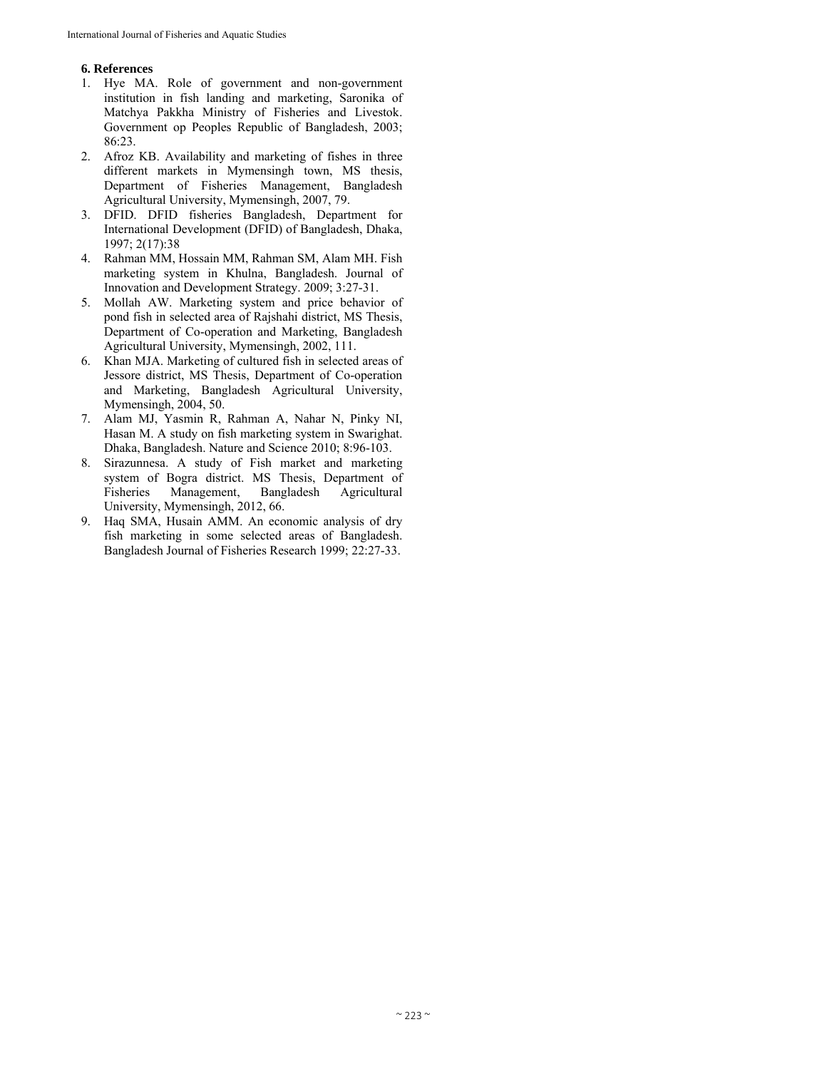## 6. References

1. Hye MA. Role of government and non-government institution in fish landing and marketing, Saronika of Matchya Pakkha Ministry of Fisheries and Livestok. Government op Peoples Republic of Bangladesh, 2003; 86:23.
2. Afroz KB. Availability and marketing of fishes in three different markets in Mymensingh town, MS thesis, Department of Fisheries Management, Bangladesh Agricultural University, Mymensingh, 2007, 79.
3. DFID. DFID fisheries Bangladesh, Department for International Development (DFID) of Bangladesh, Dhaka, 1997; 2(17):38
4. Rahman MM, Hossain MM, Rahman SM, Alam MH. Fish marketing system in Khulna, Bangladesh. Journal of Innovation and Development Strategy. 2009; 3:27-31.
5. Mollah AW. Marketing system and price behavior of pond fish in selected area of Rajshahi district, MS Thesis, Department of Co-operation and Marketing, Bangladesh Agricultural University, Mymensingh, 2002, 111.
6. Khan MJA. Marketing of cultured fish in selected areas of Jessore district, MS Thesis, Department of Co-operation and Marketing, Bangladesh Agricultural University, Mymensingh, 2004, 50.
7. Alam MJ, Yasmin R, Rahman A, Nahar N, Pinky NI, Hasan M. A study on fish marketing system in Swarighat. Dhaka, Bangladesh. Nature and Science 2010; 8:96-103.
8. Sirazunnesa. A study of Fish market and marketing system of Bogra district. MS Thesis, Department of Fisheries Management, Bangladesh Agricultural University, Mymensingh, 2012, 66.
9. Haq SMA, Husain AMM. An economic analysis of dry fish marketing in some selected areas of Bangladesh. Bangladesh Journal of Fisheries Research 1999; 22:27-33.